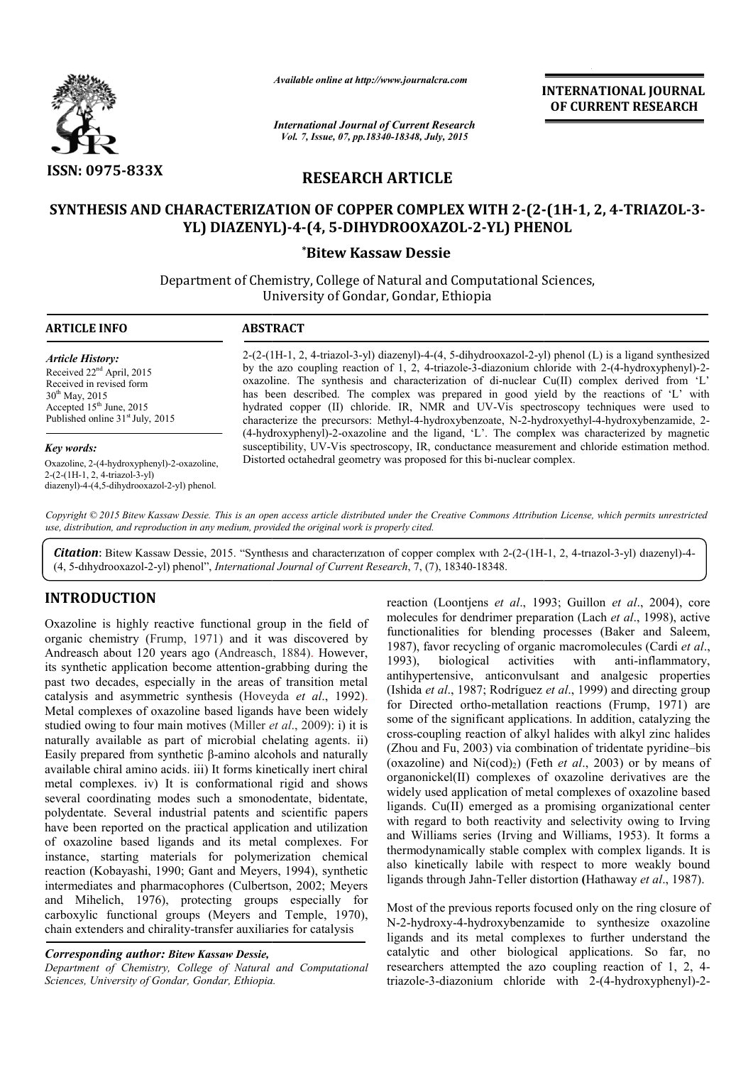*Available online at http://www.journalcra.com*

*International Journal of Current Research*
*Vol. 7, Issue, 07, pp.18340-18348, July, 2015*

**INTERNATIONAL JOURNAL OF CURRENT RESEARCH**

**ISSN: 0975-833X**

# RESEARCH ARTICLE

## SYNTHESIS AND CHARACTERIZATION OF COPPER COMPLEX WITH 2-(2-(1H-1, 2, 4-TRIAZOL-3-YL) DIAZENYL)-4-(4, 5-DIHYDROOXAZOL-2-YL) PHENOL

**\*Bitew Kassaw Dessie**

Department of Chemistry, College of Natural and Computational Sciences, University of Gondar, Gondar, Ethiopia

**ARTICLE INFO**

*Article History:*

Received 22[nd] April, 2015
Received in revised form 30[th] May, 2015
Accepted 15[th] June, 2015
Published online 31[st] July, 2015

*Key words:*

Oxazoline, 2-(4-hydroxyphenyl)-2-oxazoline, 2-(2-(1H-1, 2, 4-triazol-3-yl) diazenyl)-4-(4,5-dihydrooxazol-2-yl) phenol.

**ABSTRACT**

2-(2-(1H-1, 2, 4-triazol-3-yl) diazenyl)-4-(4, 5-dihydrooxazol-2-yl) phenol (L) is a ligand synthesized by the azo coupling reaction of 1, 2, 4-triazole-3-diazonium chloride with 2-(4-hydroxyphenyl)-2-oxazoline. The synthesis and characterization of di-nuclear Cu(II) complex derived from 'L' has been described. The complex was prepared in good yield by the reactions of 'L' with hydrated copper (II) chloride. IR, NMR and UV-Vis spectroscopy techniques were used to characterize the precursors: Methyl-4-hydroxybenzoate, N-2-hydroxyethyl-4-hydroxybenzamide, 2-(4-hydroxyphenyl)-2-oxazoline and the ligand, 'L'. The complex was characterized by magnetic susceptibility, UV-Vis spectroscopy, IR, conductance measurement and chloride estimation method. Distorted octahedral geometry was proposed for this bi-nuclear complex.

*Copyright © 2015 Bitew Kassaw Dessie. This is an open access article distributed under the Creative Commons Attribution License, which permits unrestricted use, distribution, and reproduction in any medium, provided the original work is properly cited.*

***Citation***: Bitew Kassaw Dessie, 2015. "Synthesıs and characterızatıon of copper complex wıth 2-(2-(1H-1, 2, 4-trıazol-3-yl) dıazenyl)-4-(4, 5-dıhydrooxazol-2-yl) phenol", *International Journal of Current Research*, 7, (7), 18340-18348.

## INTRODUCTION

Oxazoline is highly reactive functional group in the field of organic chemistry (Frump, 1971) and it was discovered by Andreasch about 120 years ago (Andreasch, 1884). However, its synthetic application become attention-grabbing during the past two decades, especially in the areas of transition metal catalysis and asymmetric synthesis (Hoveyda *et al*., 1992). Metal complexes of oxazoline based ligands have been widely studied owing to four main motives (Miller *et al*., 2009): i) it is naturally available as part of microbial chelating agents. ii) Easily prepared from synthetic β-amino alcohols and naturally available chiral amino acids. iii) It forms kinetically inert chiral metal complexes. iv) It is conformational rigid and shows several coordinating modes such a smonodentate, bidentate, polydentate. Several industrial patents and scientific papers have been reported on the practical application and utilization of oxazoline based ligands and its metal complexes. For instance, starting materials for polymerization chemical reaction (Kobayashi, 1990; Gant and Meyers, 1994), synthetic intermediates and pharmacophores (Culbertson, 2002; Meyers and Mihelich, 1976), protecting groups especially for carboxylic functional groups (Meyers and Temple, 1970), chain extenders and chirality-transfer auxiliaries for catalysis reaction (Loontjens *et al*., 1993; Guillon *et al*., 2004), core molecules for dendrimer preparation (Lach *et al*., 1998), active functionalities for blending processes (Baker and Saleem, 1987), favor recycling of organic macromolecules (Cardi *et al*., 1993), biological activities with anti-inflammatory, antihypertensive, anticonvulsant and analgesic properties (Ishida *et al*., 1987; Rodriguez *et al*., 1999) and directing group for Directed ortho-metallation reactions (Frump, 1971) are some of the significant applications. In addition, catalyzing the cross-coupling reaction of alkyl halides with alkyl zinc halides (Zhou and Fu, 2003) via combination of tridentate pyridine–bis (oxazoline) and Ni(cod)$_2$) (Feth *et al*., 2003) or by means of organonickel(II) complexes of oxazoline derivatives are the widely used application of metal complexes of oxazoline based ligands. Cu(II) emerged as a promising organizational center with regard to both reactivity and selectivity owing to Irving and Williams series (Irving and Williams, 1953). It forms a thermodynamically stable complex with complex ligands. It is also kinetically labile with respect to more weakly bound ligands through Jahn-Teller distortion (Hathaway *et al*., 1987).

Most of the previous reports focused only on the ring closure of N-2-hydroxy-4-hydroxybenzamide to synthesize oxazoline ligands and its metal complexes to further understand the catalytic and other biological applications. So far, no researchers attempted the azo coupling reaction of 1, 2, 4-triazole-3-diazonium chloride with 2-(4-hydroxyphenyl)-2-

***Corresponding author: Bitew Kassaw Dessie,***
*Department of Chemistry, College of Natural and Computational Sciences, University of Gondar, Gondar, Ethiopia.*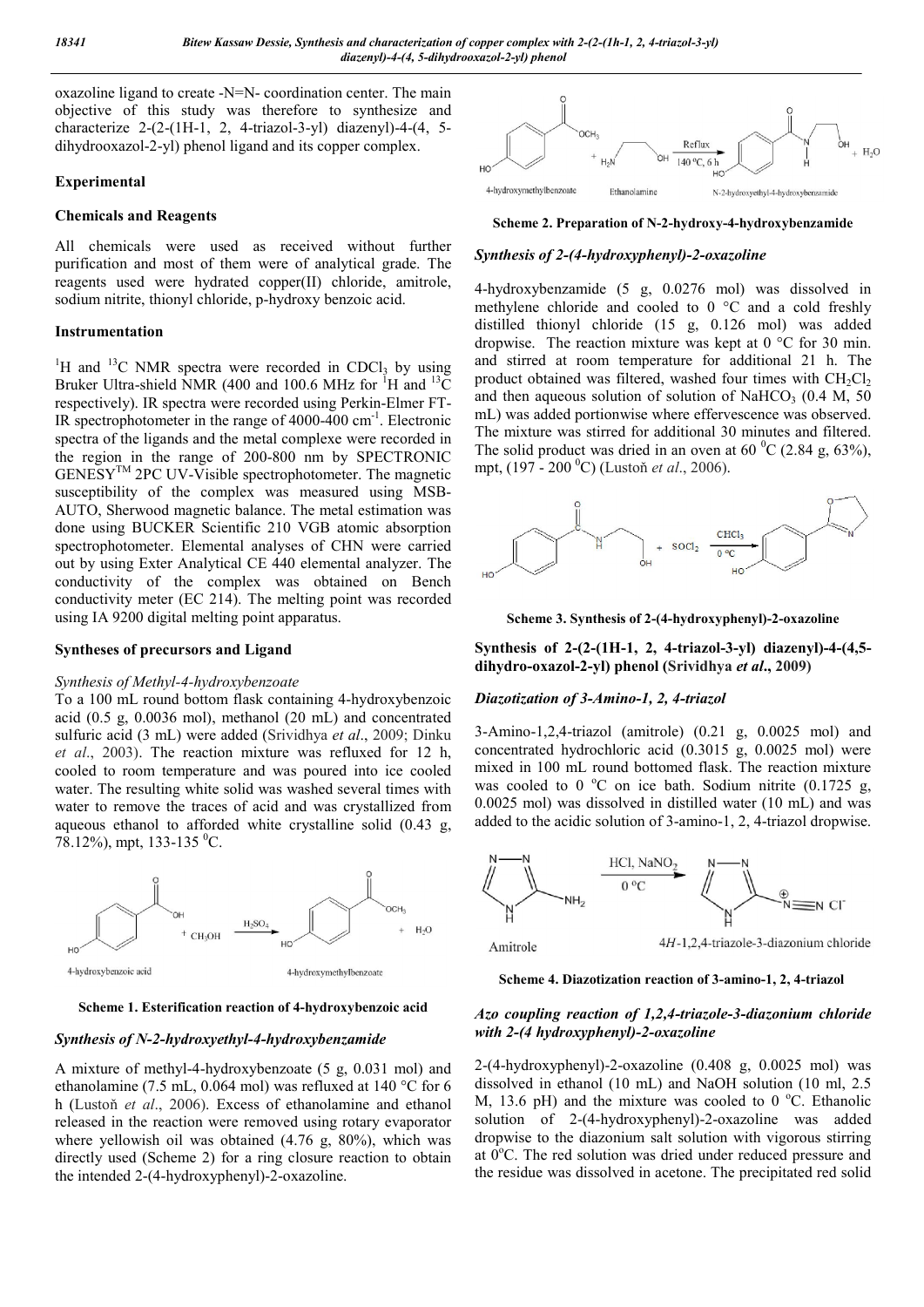oxazoline ligand to create -N=N- coordination center. The main objective of this study was therefore to synthesize and characterize 2-(2-(1H-1, 2, 4-triazol-3-yl) diazenyl)-4-(4, 5-dihydrooxazol-2-yl) phenol ligand and its copper complex.

## Experimental

### Chemicals and Reagents

All chemicals were used as received without further purification and most of them were of analytical grade. The reagents used were hydrated copper(II) chloride, amitrole, sodium nitrite, thionyl chloride, p-hydroxy benzoic acid.

### Instrumentation

$^{1}H$ and $^{13}C$ NMR spectra were recorded in $CDCl_3$ by using Bruker Ultra-shield NMR (400 and 100.6 MHz for $^{1}H$ and $^{13}C$ respectively). IR spectra were recorded using Perkin-Elmer FT-IR spectrophotometer in the range of 4000-400 $cm^{-1}$. Electronic spectra of the ligands and the metal complexe were recorded in the region in the range of 200-800 nm by SPECTRONIC GENESY™ 2PC UV-Visible spectrophotometer. The magnetic susceptibility of the complex was measured using MSB-AUTO, Sherwood magnetic balance. The metal estimation was done using BUCKER Scientific 210 VGB atomic absorption spectrophotometer. Elemental analyses of CHN were carried out by using Exter Analytical CE 440 elemental analyzer. The conductivity of the complex was obtained on Bench conductivity meter (EC 214). The melting point was recorded using IA 9200 digital melting point apparatus.

### Syntheses of precursors and Ligand

#### *Synthesis of Methyl-4-hydroxybenzoate*

To a 100 mL round bottom flask containing 4-hydroxybenzoic acid (0.5 g, 0.0036 mol), methanol (20 mL) and concentrated sulfuric acid (3 mL) were added (Srividhya *et al*., 2009; Dinku *et al*., 2003). The reaction mixture was refluxed for 12 h, cooled to room temperature and was poured into ice cooled water. The resulting white solid was washed several times with water to remove the traces of acid and was crystallized from aqueous ethanol to afforded white crystalline solid (0.43 g, 78.12%), mpt, 133-135 $^{0}C$.

**Scheme 1. Esterification reaction of 4-hydroxybenzoic acid**

#### *Synthesis of N-2-hydroxyethyl-4-hydroxybenzamide*

A mixture of methyl-4-hydroxybenzoate (5 g, 0.031 mol) and ethanolamine (7.5 mL, 0.064 mol) was refluxed at 140 °C for 6 h (Lustoň *et al*., 2006). Excess of ethanolamine and ethanol released in the reaction were removed using rotary evaporator where yellowish oil was obtained (4.76 g, 80%), which was directly used (Scheme 2) for a ring closure reaction to obtain the intended 2-(4-hydroxyphenyl)-2-oxazoline.

**Scheme 2. Preparation of N-2-hydroxy-4-hydroxybenzamide**

#### *Synthesis of 2-(4-hydroxyphenyl)-2-oxazoline*

4-hydroxybenzamide (5 g, 0.0276 mol) was dissolved in methylene chloride and cooled to 0 °C and a cold freshly distilled thionyl chloride (15 g, 0.126 mol) was added dropwise. The reaction mixture was kept at 0 °C for 30 min. and stirred at room temperature for additional 21 h. The product obtained was filtered, washed four times with $CH_2Cl_2$ and then aqueous solution of $NaHCO_3$ (0.4 M, 50 mL) was added portionwise where effervescence was observed. The mixture was stirred for additional 30 minutes and filtered. The solid product was dried in an oven at 60 $^{0}C$ (2.84 g, 63%), mpt, (197 - 200 $^{0}C$) (Lustoň *et al*., 2006).

**Scheme 3. Synthesis of 2-(4-hydroxyphenyl)-2-oxazoline**

### Synthesis of 2-(2-(1H-1, 2, 4-triazol-3-yl) diazenyl)-4-(4,5-dihydro-oxazol-2-yl) phenol (Srividhya *et al*., 2009)

#### *Diazotization of 3-Amino-1, 2, 4-triazol*

3-Amino-1,2,4-triazol (amitrole) (0.21 g, 0.0025 mol) and concentrated hydrochloric acid (0.3015 g, 0.0025 mol) were mixed in 100 mL round bottomed flask. The reaction mixture was cooled to 0 $^{o}C$ on ice bath. Sodium nitrite (0.1725 g, 0.0025 mol) was dissolved in distilled water (10 mL) and was added to the acidic solution of 3-amino-1, 2, 4-triazol dropwise.

**Scheme 4. Diazotization reaction of 3-amino-1, 2, 4-triazol**

#### *Azo coupling reaction of 1,2,4-triazole-3-diazonium chloride with 2-(4 hydroxyphenyl)-2-oxazoline*

2-(4-hydroxyphenyl)-2-oxazoline (0.408 g, 0.0025 mol) was dissolved in ethanol (10 mL) and NaOH solution (10 ml, 2.5 M, 13.6 pH) and the mixture was cooled to 0 $^{o}C$. Ethanolic solution of 2-(4-hydroxyphenyl)-2-oxazoline was added dropwise to the diazonium salt solution with vigorous stirring at $0^{o}C$. The red solution was dried under reduced pressure and the residue was dissolved in acetone. The precipitated red solid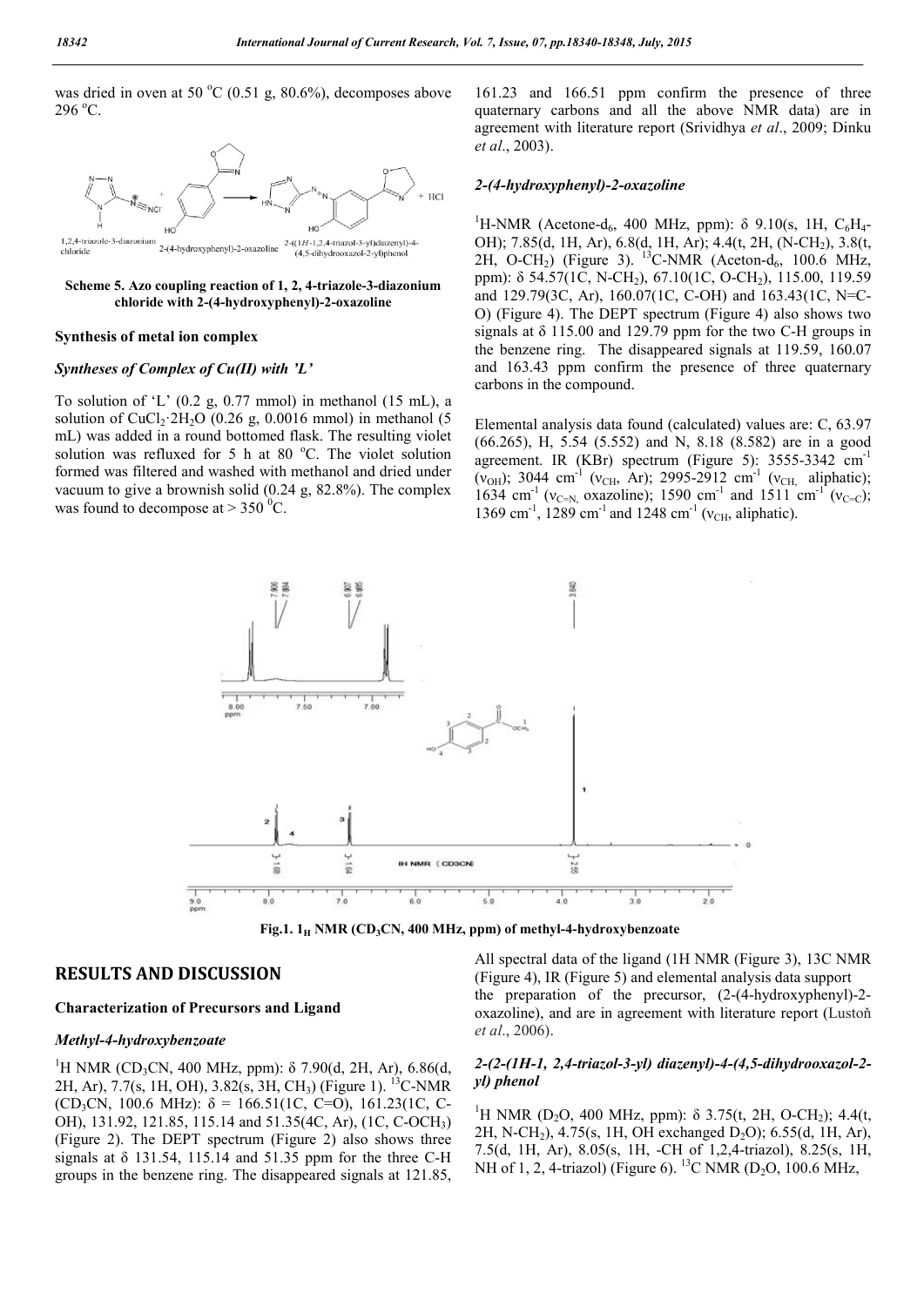was dried in oven at 50 °C (0.51 g, 80.6%), decomposes above 296 °C.

**Scheme 5. Azo coupling reaction of 1, 2, 4-triazole-3-diazonium chloride with 2-(4-hydroxyphenyl)-2-oxazoline**

### Synthesis of metal ion complex

#### *Syntheses of Complex of Cu(II) with 'L'*

To solution of 'L' (0.2 g, 0.77 mmol) in methanol (15 mL), a solution of $CuCl_2 \cdot 2H_2O$ (0.26 g, 0.0016 mmol) in methanol (5 mL) was added in a round bottomed flask. The resulting violet solution was refluxed for 5 h at 80 °C. The violet solution formed was filtered and washed with methanol and dried under vacuum to give a brownish solid (0.24 g, 82.8%). The complex was found to decompose at > 350 °C.

161.23 and 166.51 ppm confirm the presence of three quaternary carbons and all the above NMR data) are in agreement with literature report (Srividhya *et al*., 2009; Dinku *et al*., 2003).

#### *2-(4-hydroxyphenyl)-2-oxazoline*

$^1$H-NMR (Acetone-d$_6$, 400 MHz, ppm): δ 9.10(s, 1H, $C_6H_4$-OH); 7.85(d, 1H, Ar), 6.8(d, 1H, Ar); 4.4(t, 2H, (N-$CH_2$), 3.8(t, 2H, O-$CH_2$) (Figure 3). $^{13}$C-NMR (Aceton-d$_6$, 100.6 MHz, ppm): δ 54.57(1C, N-$CH_2$), 67.10(1C, O-$CH_2$), 115.00, 119.59 and 129.79(3C, Ar), 160.07(1C, C-OH) and 163.43(1C, N=C-O) (Figure 4). The DEPT spectrum (Figure 4) also shows two signals at δ 115.00 and 129.79 ppm for the two C-H groups in the benzene ring. The disappeared signals at 119.59, 160.07 and 163.43 ppm confirm the presence of three quaternary carbons in the compound.

Elemental analysis data found (calculated) values are: C, 63.97 (66.265), H, 5.54 (5.552) and N, 8.18 (8.582) are in a good agreement. IR (KBr) spectrum (Figure 5): 3555-3342 cm$^{-1}$ ($\nu_{OH}$); 3044 cm$^{-1}$ ($\nu_{CH}$, Ar); 2995-2912 cm$^{-1}$ ($\nu_{CH,}$ aliphatic); 1634 cm$^{-1}$ ($\nu_{C=N,}$ oxazoline); 1590 cm$^{-1}$ and 1511 cm$^{-1}$ ($\nu_{C=C}$); 1369 cm$^{-1}$, 1289 cm$^{-1}$ and 1248 cm$^{-1}$ ($\nu_{CH}$, aliphatic).

**Fig.1. $^1$H NMR (CD$_3$CN, 400 MHz, ppm) of methyl-4-hydroxybenzoate**

## RESULTS AND DISCUSSION

### Characterization of Precursors and Ligand

#### *Methyl-4-hydroxybenzoate*

$^1$H NMR (CD$_3$CN, 400 MHz, ppm): δ 7.90(d, 2H, Ar), 6.86(d, 2H, Ar), 7.7(s, 1H, OH), 3.82(s, 3H, $CH_3$) (Figure 1). $^{13}$C-NMR (CD$_3$CN, 100.6 MHz): δ = 166.51(1C, C=O), 161.23(1C, C-OH), 131.92, 121.85, 115.14 and 51.35(4C, Ar), (1C, C-OCH$_3$) (Figure 2). The DEPT spectrum (Figure 2) also shows three signals at δ 131.54, 115.14 and 51.35 ppm for the three C-H groups in the benzene ring. The disappeared signals at 121.85,

All spectral data of the ligand (1H NMR (Figure 3), 13C NMR (Figure 4), IR (Figure 5) and elemental analysis data support the preparation of the precursor, (2-(4-hydroxyphenyl)-2-oxazoline), and are in agreement with literature report (Lustoň *et al*., 2006).

#### *2-(2-(1H-1, 2,4-triazol-3-yl) diazenyl)-4-(4,5-dihydrooxazol-2-yl) phenol*

$^1$H NMR (D$_2$O, 400 MHz, ppm): δ 3.75(t, 2H, O-$CH_2$); 4.4(t, 2H, N-$CH_2$), 4.75(s, 1H, OH exchanged D$_2$O); 6.55(d, 1H, Ar), 7.5(d, 1H, Ar), 8.05(s, 1H, -CH of 1,2,4-triazol), 8.25(s, 1H, NH of 1, 2, 4-triazol) (Figure 6). $^{13}$C NMR (D$_2$O, 100.6 MHz,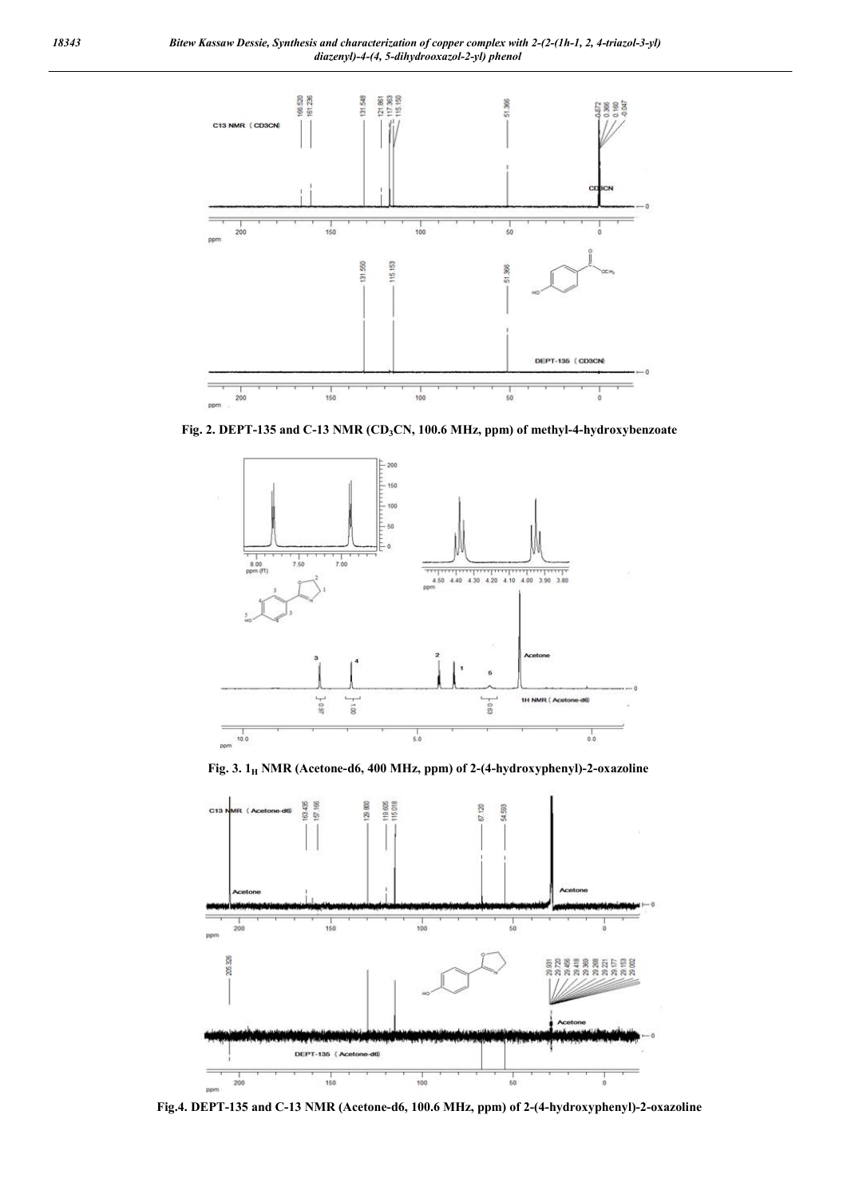Fig. 2. DEPT-135 and C-13 NMR ($CD_3CN$, 100.6 MHz, ppm) of methyl-4-hydroxybenzoate

Fig. 3. $^1H$ NMR (Acetone-d6, 400 MHz, ppm) of 2-(4-hydroxyphenyl)-2-oxazoline

Fig.4. DEPT-135 and C-13 NMR (Acetone-d6, 100.6 MHz, ppm) of 2-(4-hydroxyphenyl)-2-oxazoline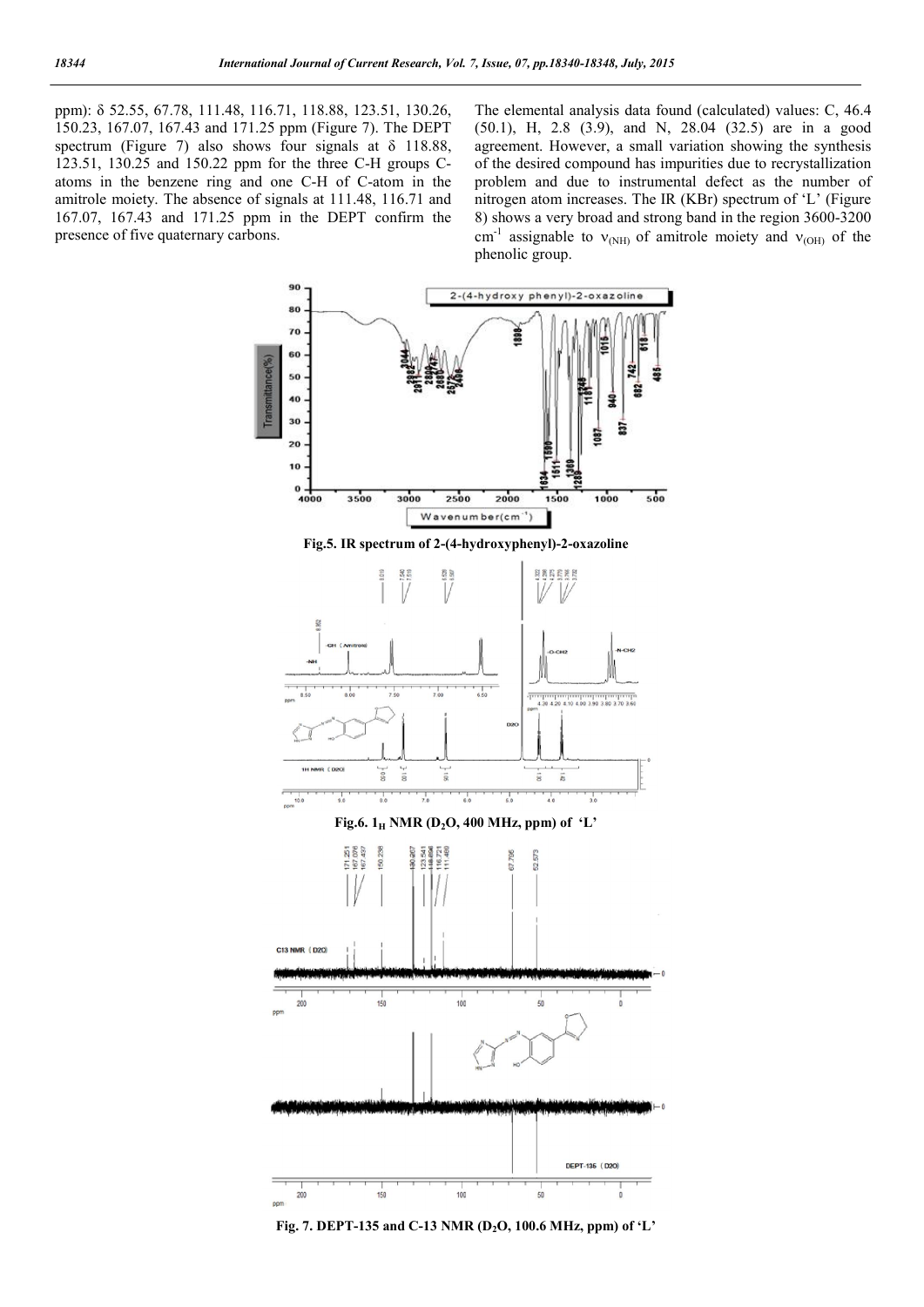ppm): δ 52.55, 67.78, 111.48, 116.71, 118.88, 123.51, 130.26, 150.23, 167.07, 167.43 and 171.25 ppm (Figure 7). The DEPT spectrum (Figure 7) also shows four signals at δ 118.88, 123.51, 130.25 and 150.22 ppm for the three C-H groups C-atoms in the benzene ring and one C-H of C-atom in the amitrole moiety. The absence of signals at 111.48, 116.71 and 167.07, 167.43 and 171.25 ppm in the DEPT confirm the presence of five quaternary carbons.

The elemental analysis data found (calculated) values: C, 46.4 (50.1), H, 2.8 (3.9), and N, 28.04 (32.5) are in a good agreement. However, a small variation showing the synthesis of the desired compound has impurities due to recrystallization problem and due to instrumental defect as the number of nitrogen atom increases. The IR (KBr) spectrum of 'L' (Figure 8) shows a very broad and strong band in the region 3600-3200 $cm^{-1}$ assignable to $\nu_{(NH)}$ of amitrole moiety and $\nu_{(OH)}$ of the phenolic group.

Fig.5. IR spectrum of 2-(4-hydroxyphenyl)-2-oxazoline

Fig.6. $^{1}H$ NMR ($D_2O$, 400 MHz, ppm) of 'L'

Fig. 7. DEPT-135 and C-13 NMR ($D_2O$, 100.6 MHz, ppm) of 'L'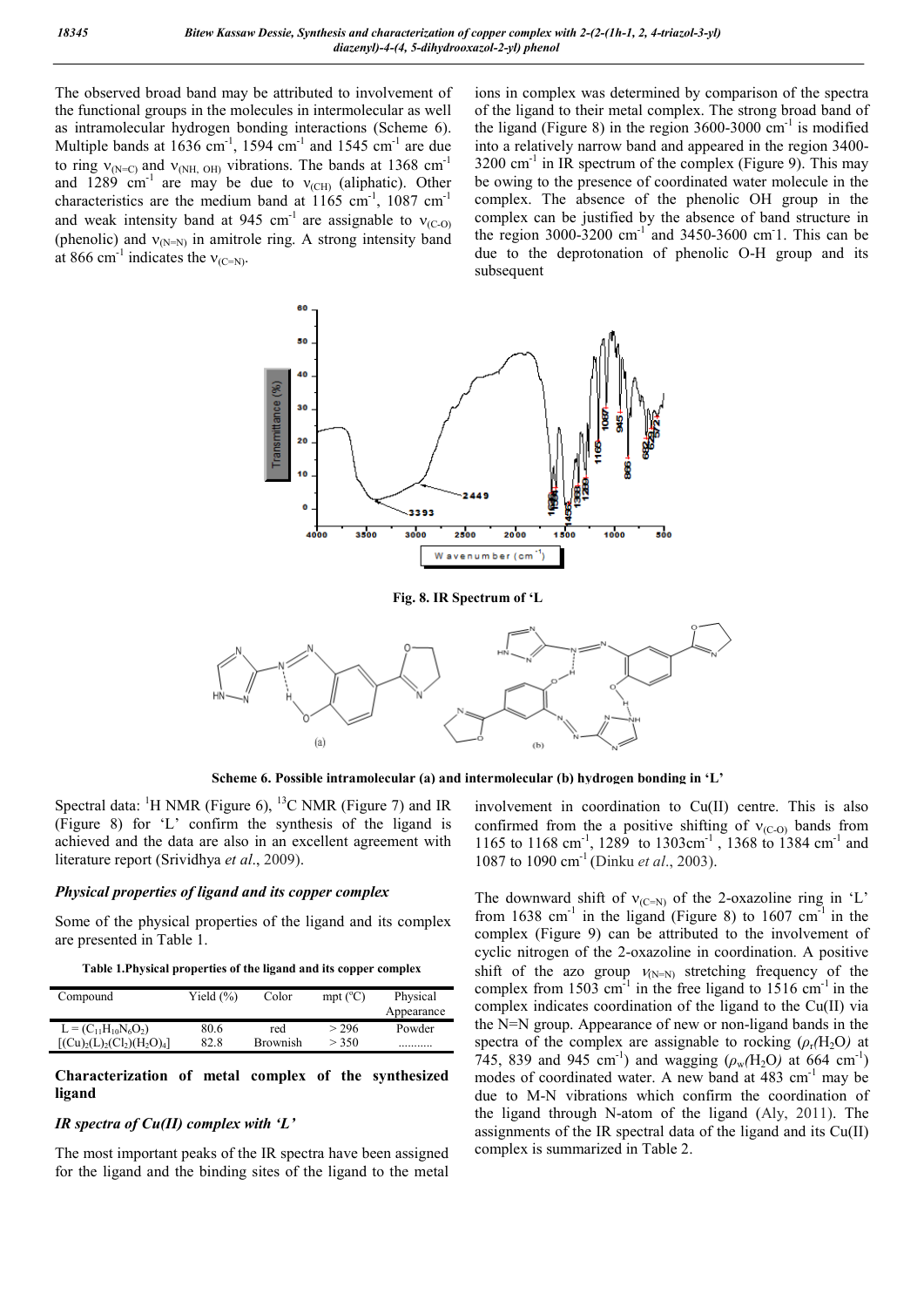The observed broad band may be attributed to involvement of the functional groups in the molecules in intermolecular as well as intramolecular hydrogen bonding interactions (Scheme 6). Multiple bands at 1636 $cm^{-1}$, 1594 $cm^{-1}$ and 1545 $cm^{-1}$ are due to ring $\nu_{(N=C)}$ and $\nu_{(NH, OH)}$ vibrations. The bands at 1368 $cm^{-1}$ and 1289 $cm^{-1}$ are may be due to $\nu_{(CH)}$ (aliphatic). Other characteristics are the medium band at 1165 $cm^{-1}$, 1087 $cm^{-1}$ and weak intensity band at 945 $cm^{-1}$ are assignable to $\nu_{(C-O)}$ (phenolic) and $\nu_{(N=N)}$ in amitrole ring. A strong intensity band at 866 $cm^{-1}$ indicates the $\nu_{(C=N)}$.

**Fig. 8. IR Spectrum of 'L**

**Scheme 6. Possible intramolecular (a) and intermolecular (b) hydrogen bonding in 'L'**

Spectral data: $^{1}H$ NMR (Figure 6), $^{13}C$ NMR (Figure 7) and IR (Figure 8) for 'L' confirm the synthesis of the ligand is achieved and the data are also in an excellent agreement with literature report (Srividhya *et al*., 2009).

### *Physical properties of ligand and its copper complex*

Some of the physical properties of the ligand and its complex are presented in Table 1.

**Table 1.Physical properties of the ligand and its copper complex**

| Compound | Yield (%) | Color | mpt (ºC) | Physical Appearance |
|---|---|---|---|---|
| L = ($C_{11}H_{10}N_6O_2$) | 80.6 | red | > 296 | Powder |
| [$(Cu)_2(L)_2(Cl_2)(H_2O)_4$] | 82.8 | Brownish | > 350 | ........... |

### Characterization of metal complex of the synthesized ligand

### *IR spectra of Cu(II) complex with 'L'*

The most important peaks of the IR spectra have been assigned for the ligand and the binding sites of the ligand to the metal ions in complex was determined by comparison of the spectra of the ligand to their metal complex. The strong broad band of the ligand (Figure 8) in the region 3600-3000 $cm^{-1}$ is modified into a relatively narrow band and appeared in the region 3400-3200 $cm^{-1}$ in IR spectrum of the complex (Figure 9). This may be owing to the presence of coordinated water molecule in the complex. The absence of the phenolic OH group in the complex can be justified by the absence of band structure in the region 3000-3200 $cm^{-1}$ and 3450-3600 $cm^{-1}$. This can be due to the deprotonation of phenolic O-H group and its subsequent involvement in coordination to Cu(II) centre. This is also confirmed from the a positive shifting of $\nu_{(C-O)}$ bands from 1165 to 1168 $cm^{-1}$, 1289 to 1303$cm^{-1}$, 1368 to 1384 $cm^{-1}$ and 1087 to 1090 $cm^{-1}$ (Dinku *et al*., 2003).

The downward shift of $\nu_{(C=N)}$ of the 2-oxazoline ring in 'L' from 1638 $cm^{-1}$ in the ligand (Figure 8) to 1607 $cm^{-1}$ in the complex (Figure 9) can be attributed to the involvement of cyclic nitrogen of the 2-oxazoline in coordination. A positive shift of the azo group $\nu_{(N=N)}$ stretching frequency of the complex from 1503 $cm^{-1}$ in the free ligand to 1516 $cm^{-1}$ in the complex indicates coordination of the ligand to the Cu(II) via the N=N group. Appearance of new or non-ligand bands in the spectra of the complex are assignable to rocking ($\rho_r(H_2O)$ at 745, 839 and 945 $cm^{-1}$) and wagging ($\rho_w(H_2O)$ at 664 $cm^{-1}$) modes of coordinated water. A new band at 483 $cm^{-1}$ may be due to M-N vibrations which confirm the coordination of the ligand through N-atom of the ligand (Aly, 2011). The assignments of the IR spectral data of the ligand and its Cu(II) complex is summarized in Table 2.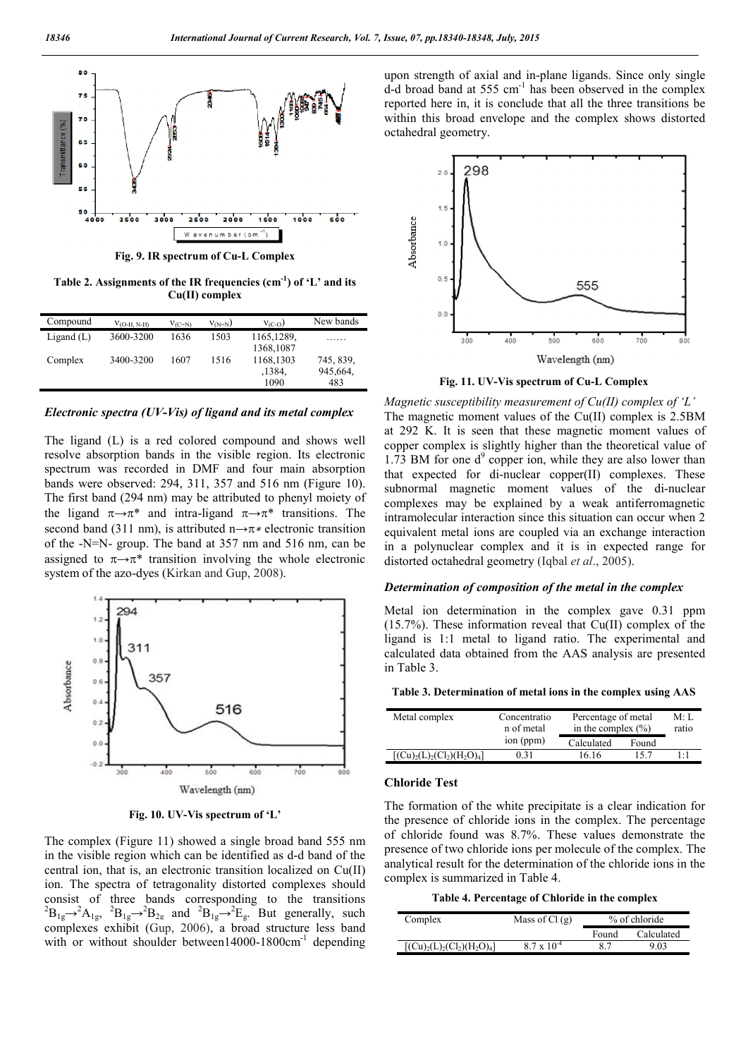Fig. 9. IR spectrum of Cu-L Complex

**Table 2. Assignments of the IR frequencies ($cm^{-1}$) of 'L' and its Cu(II) complex**

| Compound | $\nu_{(O-H, N-H)}$ | $\nu_{(C=N)}$ | $\nu_{(N=N)}$ | $\nu_{(C-O)}$ | New bands |
|---|---|---|---|---|---|
| Ligand (L) | 3600-3200 | 1636 | 1503 | 1165,1289, 1368,1087 | …… |
| Complex | 3400-3200 | 1607 | 1516 | 1168,1303 ,1384, 1090 | 745, 839, 945,664, 483 |

### *Electronic spectra (UV-Vis) of ligand and its metal complex*

The ligand (L) is a red colored compound and shows well resolve absorption bands in the visible region. Its electronic spectrum was recorded in DMF and four main absorption bands were observed: 294, 311, 357 and 516 nm (Figure 10). The first band (294 nm) may be attributed to phenyl moiety of the ligand $\pi\rightarrow\pi^*$ and intra-ligand $\pi\rightarrow\pi^*$ transitions. The second band (311 nm), is attributed $n\rightarrow\pi*$ electronic transition of the -N=N- group. The band at 357 nm and 516 nm, can be assigned to $\pi\rightarrow\pi^*$ transition involving the whole electronic system of the azo-dyes (Kirkan and Gup, 2008).

Fig. 10. UV-Vis spectrum of 'L'

The complex (Figure 11) showed a single broad band 555 nm in the visible region which can be identified as d-d band of the central ion, that is, an electronic transition localized on Cu(II) ion. The spectra of tetragonality distorted complexes should consist of three bands corresponding to the transitions $^2B_{1g}\rightarrow{}^2A_{1g}$, $^2B_{1g}\rightarrow{}^2B_{2g}$ and $^2B_{1g}\rightarrow{}^2E_g$. But generally, such complexes exhibit (Gup, 2006), a broad structure less band with or without shoulder between14000-1800$cm^{-1}$ depending upon strength of axial and in-plane ligands. Since only single d-d broad band at 555 $cm^{-1}$ has been observed in the complex reported here in, it is conclude that all the three transitions be within this broad envelope and the complex shows distorted octahedral geometry.

Fig. 11. UV-Vis spectrum of Cu-L Complex

### *Magnetic susceptibility measurement of Cu(II) complex of 'L'*

The magnetic moment values of the Cu(II) complex is 2.5BM at 292 K. It is seen that these magnetic moment values of copper complex is slightly higher than the theoretical value of 1.73 BM for one $d^9$ copper ion, while they are also lower than that expected for di-nuclear copper(II) complexes. These subnormal magnetic moment values of the di-nuclear complexes may be explained by a weak antiferromagnetic intramolecular interaction since this situation can occur when 2 equivalent metal ions are coupled via an exchange interaction in a polynuclear complex and it is in expected range for distorted octahedral geometry (Iqbal *et al*., 2005).

### *Determination of composition of the metal in the complex*

Metal ion determination in the complex gave 0.31 ppm (15.7%). These information reveal that Cu(II) complex of the ligand is 1:1 metal to ligand ratio. The experimental and calculated data obtained from the AAS analysis are presented in Table 3.

**Table 3. Determination of metal ions in the complex using AAS**

| Metal complex | Concentration of metal ion (ppm) | Percentage of metal in the complex (%) | | M: L ratio |
|---|---|---|---|---|
| | | Calculated | Found | |
| $[(Cu)_2(L)_2(Cl_2)(H_2O)_4]$ | 0.31 | 16.16 | 15.7 | 1:1 |

### Chloride Test

The formation of the white precipitate is a clear indication for the presence of chloride ions in the complex. The percentage of chloride found was 8.7%. These values demonstrate the presence of two chloride ions per molecule of the complex. The analytical result for the determination of the chloride ions in the complex is summarized in Table 4.

**Table 4. Percentage of Chloride in the complex**

| Complex | Mass of Cl (g) | % of chloride | |
|---|---|---|---|
| | | Found | Calculated |
| $[(Cu)_2(L)_2(Cl_2)(H_2O)_4]$ | $8.7 \times 10^{-4}$ | 8.7 | 9.03 |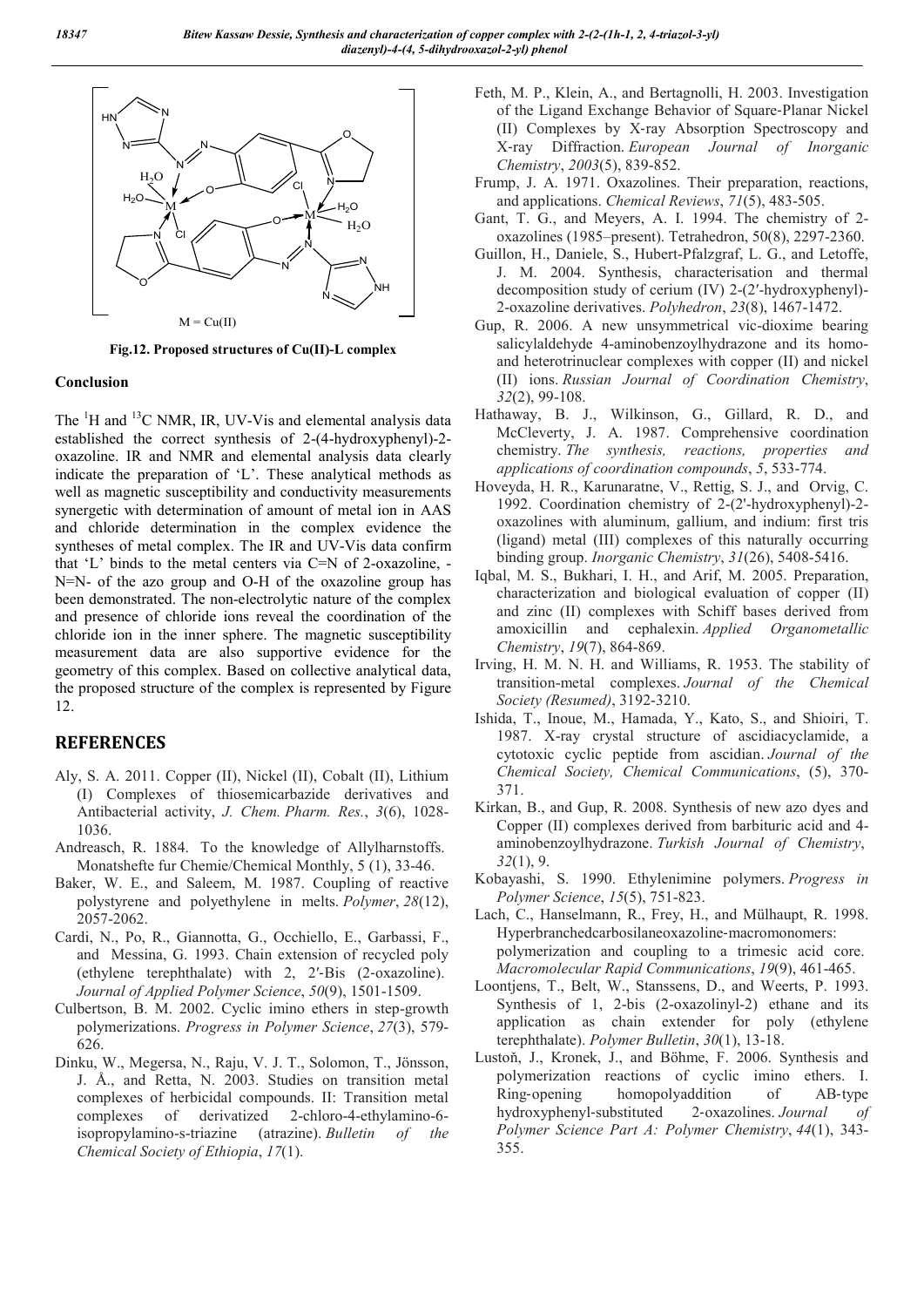Fig.12. Proposed structures of Cu(II)-L complex

### Conclusion

The $^{1}H$ and $^{13}C$ NMR, IR, UV-Vis and elemental analysis data established the correct synthesis of 2-(4-hydroxyphenyl)-2-oxazoline. IR and NMR and elemental analysis data clearly indicate the preparation of 'L'. These analytical methods as well as magnetic susceptibility and conductivity measurements synergetic with determination of amount of metal ion in AAS and chloride determination in the complex evidence the syntheses of metal complex. The IR and UV-Vis data confirm that 'L' binds to the metal centers via C=N of 2-oxazoline, -N=N- of the azo group and O-H of the oxazoline group has been demonstrated. The non-electrolytic nature of the complex and presence of chloride ions reveal the coordination of the chloride ion in the inner sphere. The magnetic susceptibility measurement data are also supportive evidence for the geometry of this complex. Based on collective analytical data, the proposed structure of the complex is represented by Figure 12.

## REFERENCES

- Aly, S. A. 2011. Copper (II), Nickel (II), Cobalt (II), Lithium (I) Complexes of thiosemicarbazide derivatives and Antibacterial activity, *J. Chem. Pharm. Res.*, *3*(6), 1028-1036.
- Andreasch, R. 1884. To the knowledge of Allylharnstoffs. Monatshefte fur Chemie/Chemical Monthly, 5 (1), 33-46.
- Baker, W. E., and Saleem, M. 1987. Coupling of reactive polystyrene and polyethylene in melts. *Polymer*, *28*(12), 2057-2062.
- Cardi, N., Po, R., Giannotta, G., Occhiello, E., Garbassi, F., and Messina, G. 1993. Chain extension of recycled poly (ethylene terephthalate) with 2, 2′-Bis (2-oxazoline). *Journal of Applied Polymer Science*, *50*(9), 1501-1509.
- Culbertson, B. M. 2002. Cyclic imino ethers in step-growth polymerizations. *Progress in Polymer Science*, *27*(3), 579-626.
- Dinku, W., Megersa, N., Raju, V. J. T., Solomon, T., Jönsson, J. Å., and Retta, N. 2003. Studies on transition metal complexes of herbicidal compounds. II: Transition metal complexes of derivatized 2-chloro-4-ethylamino-6-isopropylamino-s-triazine (atrazine). *Bulletin of the Chemical Society of Ethiopia*, *17*(1).
- Feth, M. P., Klein, A., and Bertagnolli, H. 2003. Investigation of the Ligand Exchange Behavior of Square-Planar Nickel (II) Complexes by X-ray Absorption Spectroscopy and X-ray Diffraction. *European Journal of Inorganic Chemistry*, *2003*(5), 839-852.
- Frump, J. A. 1971. Oxazolines. Their preparation, reactions, and applications. *Chemical Reviews*, *71*(5), 483-505.
- Gant, T. G., and Meyers, A. I. 1994. The chemistry of 2-oxazolines (1985–present). Tetrahedron, 50(8), 2297-2360.
- Guillon, H., Daniele, S., Hubert-Pfalzgraf, L. G., and Letoffe, J. M. 2004. Synthesis, characterisation and thermal decomposition study of cerium (IV) 2-(2′-hydroxyphenyl)-2-oxazoline derivatives. *Polyhedron*, *23*(8), 1467-1472.
- Gup, R. 2006. A new unsymmetrical vic-dioxime bearing salicylaldehyde 4-aminobenzoylhydrazone and its homo- and heterotrinuclear complexes with copper (II) and nickel (II) ions. *Russian Journal of Coordination Chemistry*, *32*(2), 99-108.
- Hathaway, B. J., Wilkinson, G., Gillard, R. D., and McCleverty, J. A. 1987. Comprehensive coordination chemistry. *The synthesis, reactions, properties and applications of coordination compounds*, *5*, 533-774.
- Hoveyda, H. R., Karunaratne, V., Rettig, S. J., and Orvig, C. 1992. Coordination chemistry of 2-(2'-hydroxyphenyl)-2-oxazolines with aluminum, gallium, and indium: first tris (ligand) metal (III) complexes of this naturally occurring binding group. *Inorganic Chemistry*, *31*(26), 5408-5416.
- Iqbal, M. S., Bukhari, I. H., and Arif, M. 2005. Preparation, characterization and biological evaluation of copper (II) and zinc (II) complexes with Schiff bases derived from amoxicillin and cephalexin. *Applied Organometallic Chemistry*, *19*(7), 864-869.
- Irving, H. M. N. H. and Williams, R. 1953. The stability of transition-metal complexes. *Journal of the Chemical Society (Resumed)*, 3192-3210.
- Ishida, T., Inoue, M., Hamada, Y., Kato, S., and Shioiri, T. 1987. X-ray crystal structure of ascidiacyclamide, a cytotoxic cyclic peptide from ascidian. *Journal of the Chemical Society, Chemical Communications*, (5), 370-371.
- Kirkan, B., and Gup, R. 2008. Synthesis of new azo dyes and Copper (II) complexes derived from barbituric acid and 4-aminobenzoylhydrazone. *Turkish Journal of Chemistry*, *32*(1), 9.
- Kobayashi, S. 1990. Ethylenimine polymers. *Progress in Polymer Science*, *15*(5), 751-823.
- Lach, C., Hanselmann, R., Frey, H., and Mülhaupt, R. 1998. Hyperbranchedcarbosilaneoxazoline‐macromonomers: polymerization and coupling to a trimesic acid core. *Macromolecular Rapid Communications*, *19*(9), 461-465.
- Loontjens, T., Belt, W., Stanssens, D., and Weerts, P. 1993. Synthesis of 1, 2-bis (2-oxazolinyl-2) ethane and its application as chain extender for poly (ethylene terephthalate). *Polymer Bulletin*, *30*(1), 13-18.
- Lustoň, J., Kronek, J., and Böhme, F. 2006. Synthesis and polymerization reactions of cyclic imino ethers. I. Ring‐opening homopolyaddition of AB‐type hydroxyphenyl‐substituted 2‐oxazolines. *Journal of Polymer Science Part A: Polymer Chemistry*, *44*(1), 343-355.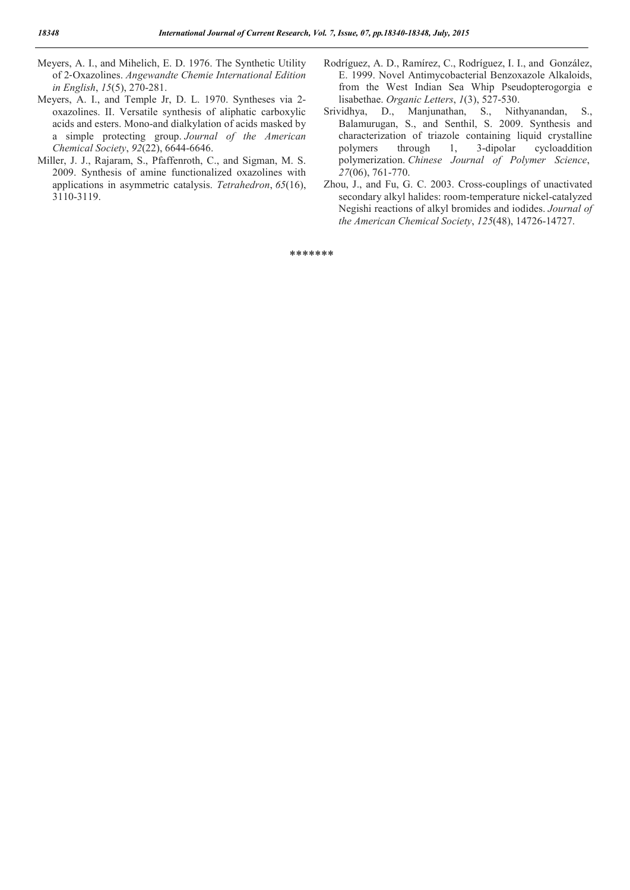Meyers, A. I., and Mihelich, E. D. 1976. The Synthetic Utility of 2-Oxazolines. *Angewandte Chemie International Edition in English*, *15*(5), 270-281.

Meyers, A. I., and Temple Jr, D. L. 1970. Syntheses via 2-oxazolines. II. Versatile synthesis of aliphatic carboxylic acids and esters. Mono-and dialkylation of acids masked by a simple protecting group. *Journal of the American Chemical Society*, *92*(22), 6644-6646.

Miller, J. J., Rajaram, S., Pfaffenroth, C., and Sigman, M. S. 2009. Synthesis of amine functionalized oxazolines with applications in asymmetric catalysis. *Tetrahedron*, *65*(16), 3110-3119.

Rodríguez, A. D., Ramírez, C., Rodríguez, I. I., and González, E. 1999. Novel Antimycobacterial Benzoxazole Alkaloids, from the West Indian Sea Whip Pseudopterogorgia e lisabethae. *Organic Letters*, *1*(3), 527-530.

Srividhya, D., Manjunathan, S., Nithyanandan, S., Balamurugan, S., and Senthil, S. 2009. Synthesis and characterization of triazole containing liquid crystalline polymers through 1, 3-dipolar cycloaddition polymerization. *Chinese Journal of Polymer Science*, *27*(06), 761-770.

Zhou, J., and Fu, G. C. 2003. Cross-couplings of unactivated secondary alkyl halides: room-temperature nickel-catalyzed Negishi reactions of alkyl bromides and iodides. *Journal of the American Chemical Society*, *125*(48), 14726-14727.

*******